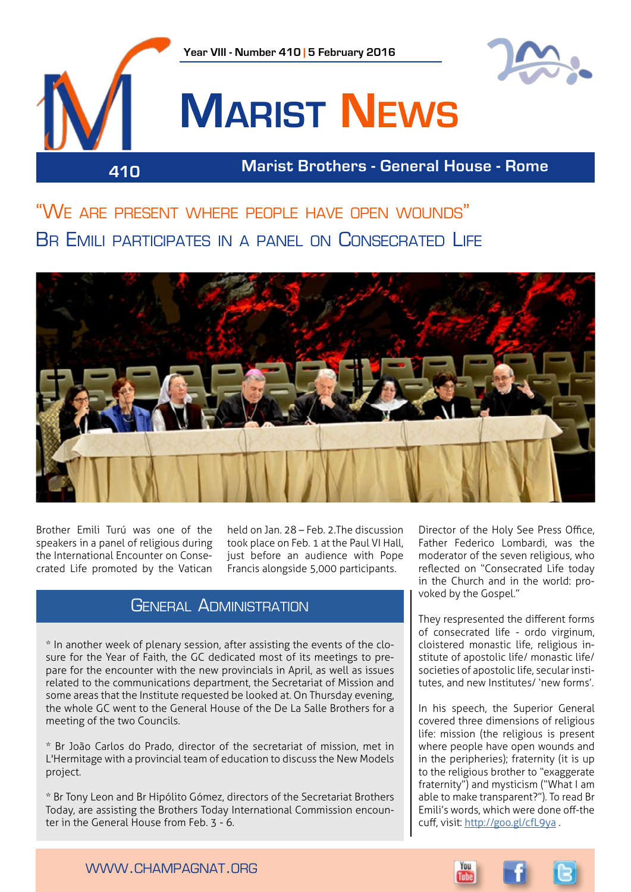Year VIII - Number 410 | 5 February 2016

# Marist News

410 — Marist Brothers - General House - Rome

## "We are present where people have open wounds"

## Br Emili participates in a panel on Consecrated Life

Brother Emili Turú was one of the speakers in a panel of religious during the International Encounter on Consecrated Life promoted by the Vatican held on Jan. 28 – Feb. 2.The discussion took place on Feb. 1 at the Paul VI Hall, just before an audience with Pope Francis alongside 5,000 participants.

Director of the Holy See Press Office, Father Federico Lombardi, was the moderator of the seven religious, who reflected on "Consecrated Life today in the Church and in the world: provoked by the Gospel."

They respresented the different forms of consecrated life - ordo virginum, cloistered monastic life, religious institute of apostolic life/ monastic life/ societies of apostolic life, secular institutes, and new Institutes/ 'new forms'.

In his speech, the Superior General covered three dimensions of religious life: mission (the religious is present where people have open wounds and in the peripheries); fraternity (it is up to the religious brother to "exaggerate fraternity") and mysticism ("What I am able to make transparent?"). To read Br Emili's words, which were done off-the cuff, visit: http://goo.gl/cfL9ya .

## General Administration

* In another week of plenary session, after assisting the events of the closure for the Year of Faith, the GC dedicated most of its meetings to prepare for the encounter with the new provincials in April, as well as issues related to the communications department, the Secretariat of Mission and some areas that the Institute requested be looked at. On Thursday evening, the whole GC went to the General House of the De La Salle Brothers for a meeting of the two Councils.

* Br João Carlos do Prado, director of the secretariat of mission, met in L'Hermitage with a provincial team of education to discuss the New Models project.

* Br Tony Leon and Br Hipólito Gómez, directors of the Secretariat Brothers Today, are assisting the Brothers Today International Commission encounter in the General House from Feb. 3 - 6.

www.champagnat.org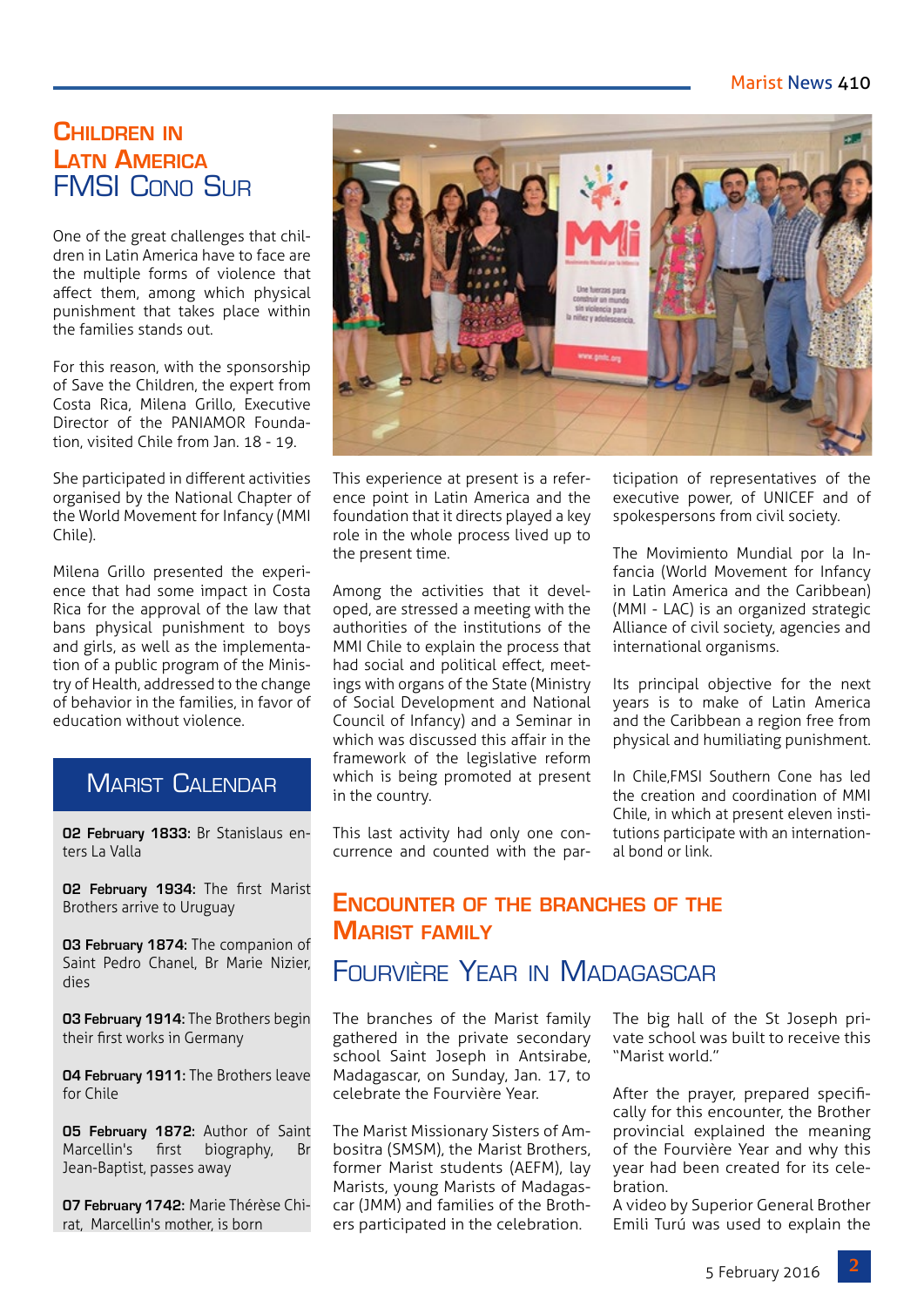# Children in Latn America
## FMSI Cono Sur

One of the great challenges that children in Latin America have to face are the multiple forms of violence that affect them, among which physical punishment that takes place within the families stands out.

For this reason, with the sponsorship of Save the Children, the expert from Costa Rica, Milena Grillo, Executive Director of the PANIAMOR Foundation, visited Chile from Jan. 18 - 19.

She participated in different activities organised by the National Chapter of the World Movement for Infancy (MMI Chile).

Milena Grillo presented the experience that had some impact in Costa Rica for the approval of the law that bans physical punishment to boys and girls, as well as the implementation of a public program of the Ministry of Health, addressed to the change of behavior in the families, in favor of education without violence.

This experience at present is a reference point in Latin America and the foundation that it directs played a key role in the whole process lived up to the present time.

Among the activities that it developed, are stressed a meeting with the authorities of the institutions of the MMI Chile to explain the process that had social and political effect, meetings with organs of the State (Ministry of Social Development and National Council of Infancy) and a Seminar in which was discussed this affair in the framework of the legislative reform which is being promoted at present in the country.

This last activity had only one concurrence and counted with the participation of representatives of the executive power, of UNICEF and of spokespersons from civil society.

The Movimiento Mundial por la Infancia (World Movement for Infancy in Latin America and the Caribbean) (MMI - LAC) is an organized strategic Alliance of civil society, agencies and international organisms.

Its principal objective for the next years is to make of Latin America and the Caribbean a region free from physical and humiliating punishment.

In Chile,FMSI Southern Cone has led the creation and coordination of MMI Chile, in which at present eleven institutions participate with an international bond or link.

## Marist Calendar

**02 February 1833:** Br Stanislaus enters La Valla

**02 February 1934:** The first Marist Brothers arrive to Uruguay

**03 February 1874:** The companion of Saint Pedro Chanel, Br Marie Nizier, dies

**03 February 1914:** The Brothers begin their first works in Germany

**04 February 1911:** The Brothers leave for Chile

**05 February 1872:** Author of Saint Marcellin's first biography, Br Jean-Baptist, passes away

**07 February 1742:** Marie Thérèse Chirat, Marcellin's mother, is born

# Encounter of the branches of the Marist family
## Fourvière Year in Madagascar

The branches of the Marist family gathered in the private secondary school Saint Joseph in Antsirabe, Madagascar, on Sunday, Jan. 17, to celebrate the Fourvière Year.

The Marist Missionary Sisters of Ambositra (SMSM), the Marist Brothers, former Marist students (AEFM), lay Marists, young Marists of Madagascar (JMM) and families of the Brothers participated in the celebration.

The big hall of the St Joseph private school was built to receive this "Marist world."

After the prayer, prepared specifically for this encounter, the Brother provincial explained the meaning of the Fourvière Year and why this year had been created for its celebration.
A video by Superior General Brother Emili Turú was used to explain the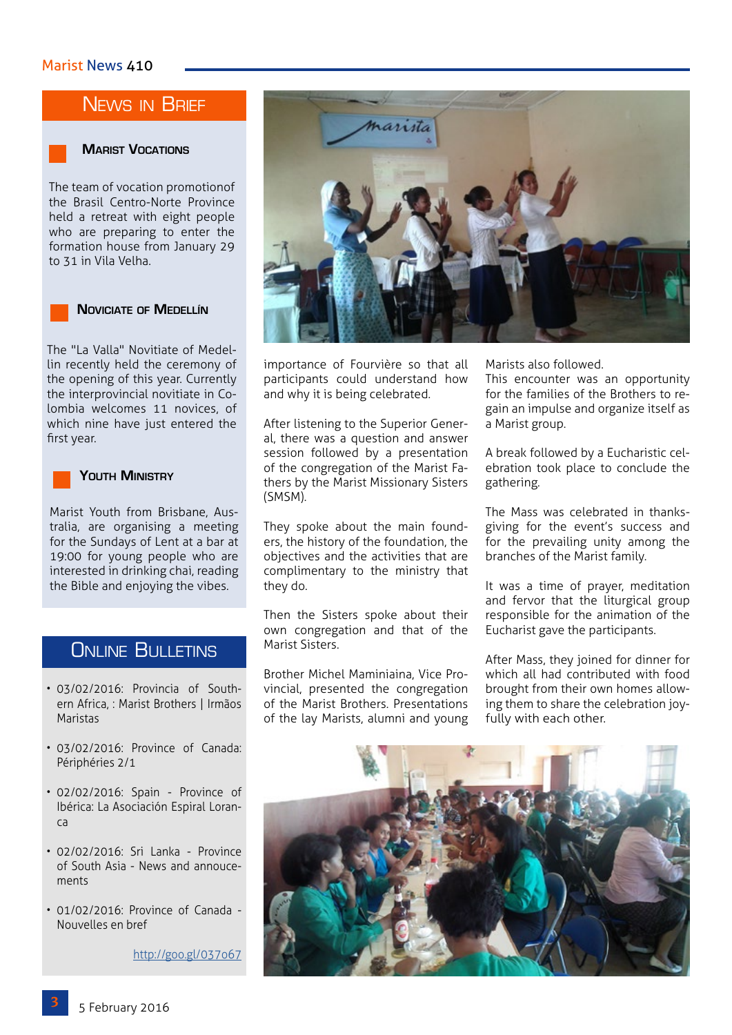## News in Brief

### Marist Vocations

The team of vocation promotionof the Brasil Centro-Norte Province held a retreat with eight people who are preparing to enter the formation house from January 29 to 31 in Vila Velha.

### Noviciate of Medellín

The "La Valla" Novitiate of Medellin recently held the ceremony of the opening of this year. Currently the interprovincial novitiate in Colombia welcomes 11 novices, of which nine have just entered the first year.

### Youth Ministry

Marist Youth from Brisbane, Australia, are organising a meeting for the Sundays of Lent at a bar at 19:00 for young people who are interested in drinking chai, reading the Bible and enjoying the vibes.

## Online Bulletins

- 03/02/2016: Provincia of Southern Africa, : Marist Brothers | Irmãos Maristas
- 03/02/2016: Province of Canada: Périphéries 2/1
- 02/02/2016: Spain - Province of Ibérica: La Asociación Espiral Loranca
- 02/02/2016: Sri Lanka - Province of South Asia - News and annoucements
- 01/02/2016: Province of Canada - Nouvelles en bref

http://goo.gl/037o67

importance of Fourvière so that all participants could understand how and why it is being celebrated.

After listening to the Superior General, there was a question and answer session followed by a presentation of the congregation of the Marist Fathers by the Marist Missionary Sisters (SMSM).

They spoke about the main founders, the history of the foundation, the objectives and the activities that are complimentary to the ministry that they do.

Then the Sisters spoke about their own congregation and that of the Marist Sisters.

Brother Michel Maminiaina, Vice Provincial, presented the congregation of the Marist Brothers. Presentations of the lay Marists, alumni and young Marists also followed.

This encounter was an opportunity for the families of the Brothers to regain an impulse and organize itself as a Marist group.

A break followed by a Eucharistic celebration took place to conclude the gathering.

The Mass was celebrated in thanksgiving for the event's success and for the prevailing unity among the branches of the Marist family.

It was a time of prayer, meditation and fervor that the liturgical group responsible for the animation of the Eucharist gave the participants.

After Mass, they joined for dinner for which all had contributed with food brought from their own homes allowing them to share the celebration joyfully with each other.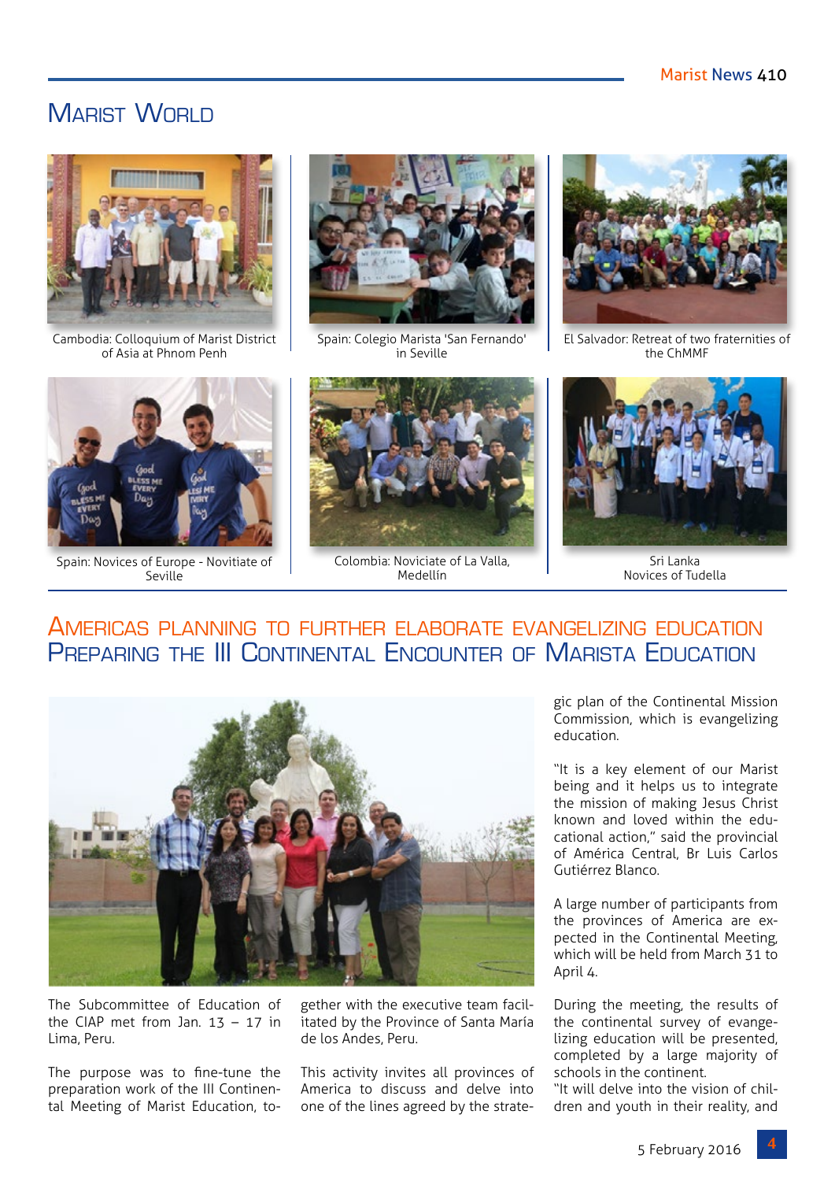# Marist World

Cambodia: Colloquium of Marist District of Asia at Phnom Penh

Spain: Colegio Marista 'San Fernando' in Seville

El Salvador: Retreat of two fraternities of the ChMMF

Spain: Novices of Europe - Novitiate of Seville

Colombia: Noviciate of La Valla, Medellín

Sri Lanka Novices of Tudella

## Americas planning to further elaborate evangelizing education

## Preparing the III Continental Encounter of Marista Education

The Subcommittee of Education of the CIAP met from Jan. 13 – 17 in Lima, Peru.

The purpose was to fine-tune the preparation work of the III Continental Meeting of Marist Education, together with the executive team facilitated by the Province of Santa María de los Andes, Peru.

This activity invites all provinces of America to discuss and delve into one of the lines agreed by the strategic plan of the Continental Mission Commission, which is evangelizing education.

"It is a key element of our Marist being and it helps us to integrate the mission of making Jesus Christ known and loved within the educational action," said the provincial of América Central, Br Luis Carlos Gutiérrez Blanco.

A large number of participants from the provinces of America are expected in the Continental Meeting, which will be held from March 31 to April 4.

During the meeting, the results of the continental survey of evangelizing education will be presented, completed by a large majority of schools in the continent.

"It will delve into the vision of children and youth in their reality, and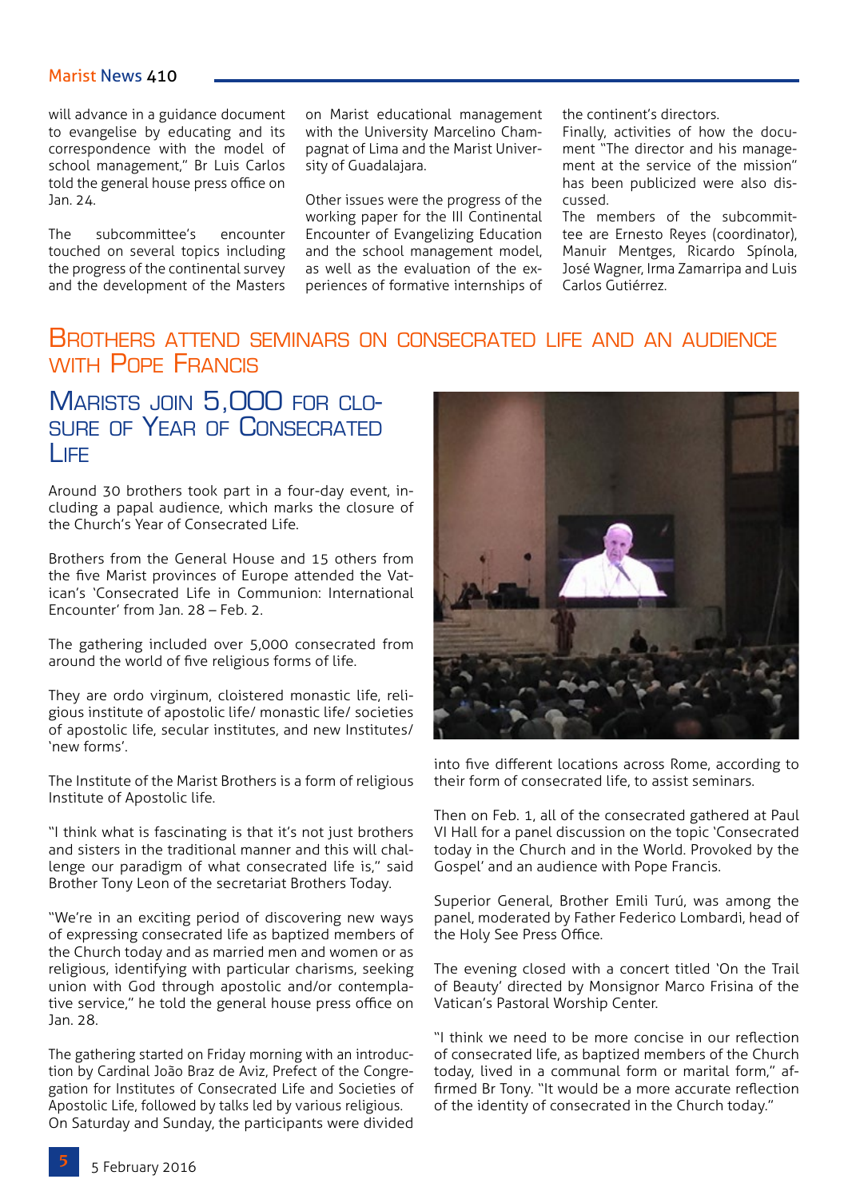will advance in a guidance document to evangelise by educating and its correspondence with the model of school management," Br Luis Carlos told the general house press office on Jan. 24.

The subcommittee's encounter touched on several topics including the progress of the continental survey and the development of the Masters on Marist educational management with the University Marcelino Champagnat of Lima and the Marist University of Guadalajara.

Other issues were the progress of the working paper for the III Continental Encounter of Evangelizing Education and the school management model, as well as the evaluation of the experiences of formative internships of the continent's directors.

Finally, activities of how the document "The director and his management at the service of the mission" has been publicized were also discussed.

The members of the subcommittee are Ernesto Reyes (coordinator), Manuir Mentges, Ricardo Spínola, José Wagner, Irma Zamarripa and Luis Carlos Gutiérrez.

# Brothers attend seminars on consecrated life and an audience with Pope Francis

## Marists join 5,000 for closure of Year of Consecrated Life

Around 30 brothers took part in a four-day event, including a papal audience, which marks the closure of the Church's Year of Consecrated Life.

Brothers from the General House and 15 others from the five Marist provinces of Europe attended the Vatican's 'Consecrated Life in Communion: International Encounter' from Jan. 28 – Feb. 2.

The gathering included over 5,000 consecrated from around the world of five religious forms of life.

They are ordo virginum, cloistered monastic life, religious institute of apostolic life/ monastic life/ societies of apostolic life, secular institutes, and new Institutes/ 'new forms'.

The Institute of the Marist Brothers is a form of religious Institute of Apostolic life.

"I think what is fascinating is that it's not just brothers and sisters in the traditional manner and this will challenge our paradigm of what consecrated life is," said Brother Tony Leon of the secretariat Brothers Today.

"We're in an exciting period of discovering new ways of expressing consecrated life as baptized members of the Church today and as married men and women or as religious, identifying with particular charisms, seeking union with God through apostolic and/or contemplative service," he told the general house press office on Jan. 28.

The gathering started on Friday morning with an introduction by Cardinal João Braz de Aviz, Prefect of the Congregation for Institutes of Consecrated Life and Societies of Apostolic Life, followed by talks led by various religious.

On Saturday and Sunday, the participants were divided into five different locations across Rome, according to their form of consecrated life, to assist seminars.

Then on Feb. 1, all of the consecrated gathered at Paul VI Hall for a panel discussion on the topic 'Consecrated today in the Church and in the World. Provoked by the Gospel' and an audience with Pope Francis.

Superior General, Brother Emili Turú, was among the panel, moderated by Father Federico Lombardi, head of the Holy See Press Office.

The evening closed with a concert titled 'On the Trail of Beauty' directed by Monsignor Marco Frisina of the Vatican's Pastoral Worship Center.

"I think we need to be more concise in our reflection of consecrated life, as baptized members of the Church today, lived in a communal form or marital form," affirmed Br Tony. "It would be a more accurate reflection of the identity of consecrated in the Church today."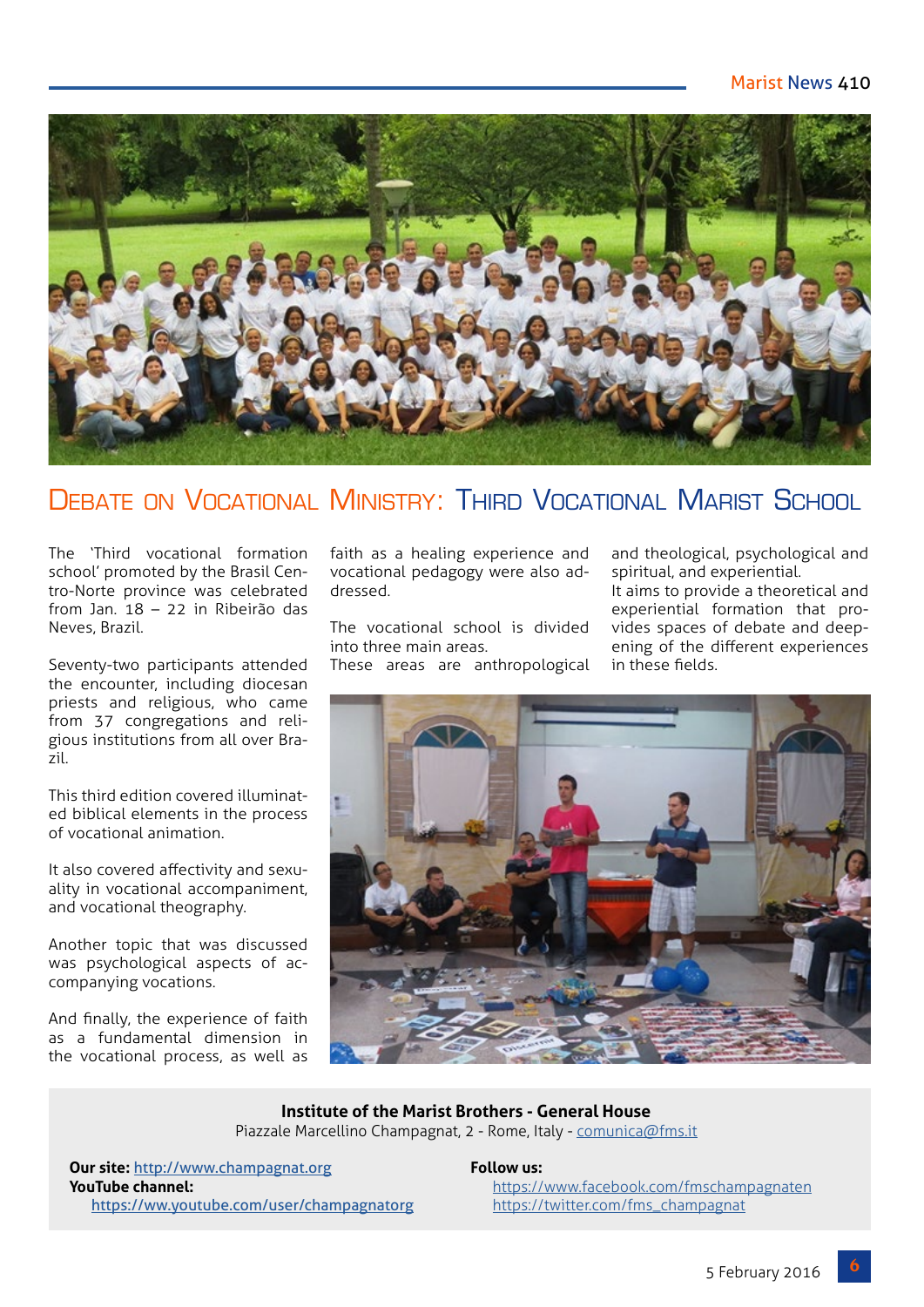## Debate on Vocational Ministry: Third Vocational Marist School

The 'Third vocational formation school' promoted by the Brasil Centro-Norte province was celebrated from Jan. 18 – 22 in Ribeirão das Neves, Brazil.

Seventy-two participants attended the encounter, including diocesan priests and religious, who came from 37 congregations and religious institutions from all over Brazil.

This third edition covered illuminated biblical elements in the process of vocational animation.

It also covered affectivity and sexuality in vocational accompaniment, and vocational theography.

Another topic that was discussed was psychological aspects of accompanying vocations.

And finally, the experience of faith as a fundamental dimension in the vocational process, as well as faith as a healing experience and vocational pedagogy were also addressed.

The vocational school is divided into three main areas.
These areas are anthropological and theological, psychological and spiritual, and experiential.
It aims to provide a theoretical and experiential formation that provides spaces of debate and deepening of the different experiences in these fields.

**Institute of the Marist Brothers - General House**
Piazzale Marcellino Champagnat, 2 - Rome, Italy - comunica@fms.it

**Our site:** http://www.champagnat.org
**YouTube channel:**
https://ww.youtube.com/user/champagnatorg

**Follow us:**
https://www.facebook.com/fmschampagnaten
https://twitter.com/fms_champagnat

5 February 2016